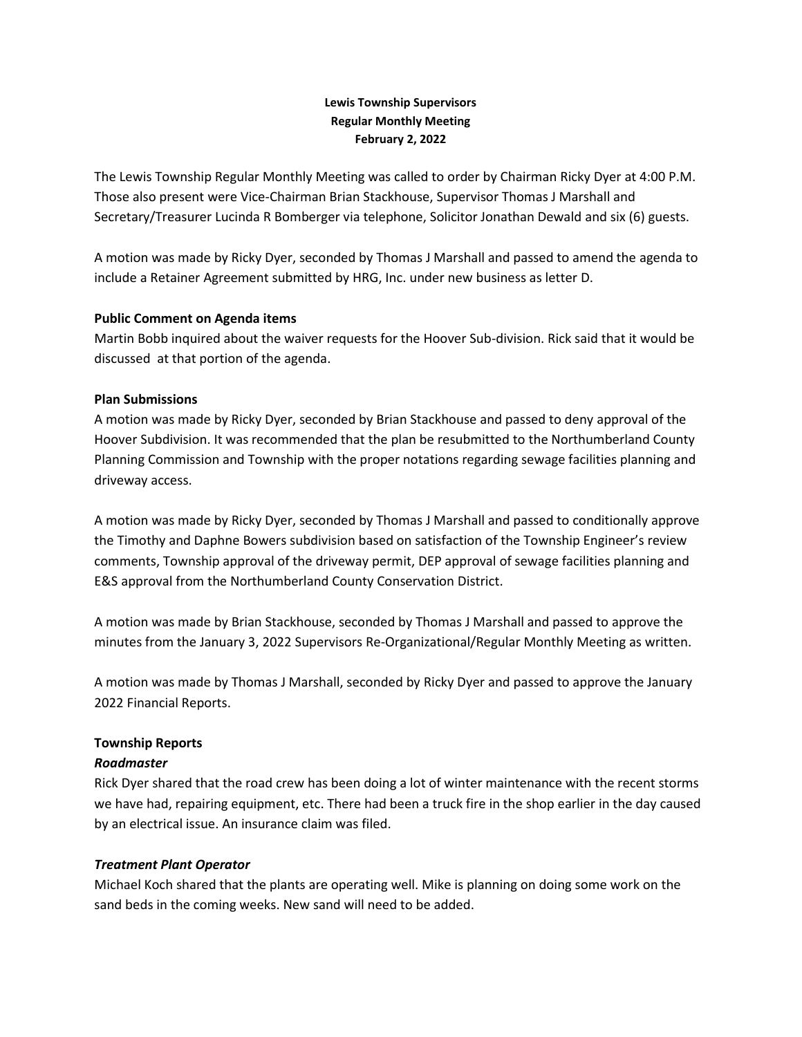**Lewis Township Supervisors**
**Regular Monthly Meeting**
**February 2, 2022**

The Lewis Township Regular Monthly Meeting was called to order by Chairman Ricky Dyer at 4:00 P.M. Those also present were Vice-Chairman Brian Stackhouse, Supervisor Thomas J Marshall and Secretary/Treasurer Lucinda R Bomberger via telephone, Solicitor Jonathan Dewald and six (6) guests.

A motion was made by Ricky Dyer, seconded by Thomas J Marshall and passed to amend the agenda to include a Retainer Agreement submitted by HRG, Inc. under new business as letter D.

**Public Comment on Agenda items**

Martin Bobb inquired about the waiver requests for the Hoover Sub-division. Rick said that it would be discussed at that portion of the agenda.

**Plan Submissions**

A motion was made by Ricky Dyer, seconded by Brian Stackhouse and passed to deny approval of the Hoover Subdivision. It was recommended that the plan be resubmitted to the Northumberland County Planning Commission and Township with the proper notations regarding sewage facilities planning and driveway access.

A motion was made by Ricky Dyer, seconded by Thomas J Marshall and passed to conditionally approve the Timothy and Daphne Bowers subdivision based on satisfaction of the Township Engineer's review comments, Township approval of the driveway permit, DEP approval of sewage facilities planning and E&S approval from the Northumberland County Conservation District.

A motion was made by Brian Stackhouse, seconded by Thomas J Marshall and passed to approve the minutes from the January 3, 2022 Supervisors Re-Organizational/Regular Monthly Meeting as written.

A motion was made by Thomas J Marshall, seconded by Ricky Dyer and passed to approve the January 2022 Financial Reports.

**Township Reports**

***Roadmaster***

Rick Dyer shared that the road crew has been doing a lot of winter maintenance with the recent storms we have had, repairing equipment, etc. There had been a truck fire in the shop earlier in the day caused by an electrical issue. An insurance claim was filed.

***Treatment Plant Operator***

Michael Koch shared that the plants are operating well. Mike is planning on doing some work on the sand beds in the coming weeks. New sand will need to be added.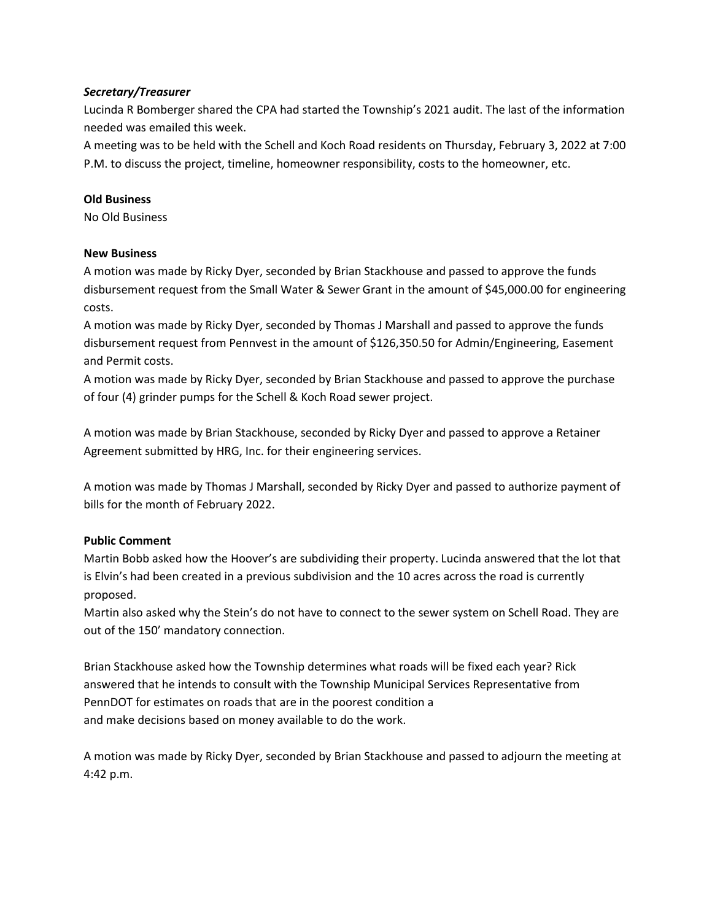### *Secretary/Treasurer*

Lucinda R Bomberger shared the CPA had started the Township's 2021 audit. The last of the information needed was emailed this week.

A meeting was to be held with the Schell and Koch Road residents on Thursday, February 3, 2022 at 7:00 P.M. to discuss the project, timeline, homeowner responsibility, costs to the homeowner, etc.

**Old Business**

No Old Business

**New Business**

A motion was made by Ricky Dyer, seconded by Brian Stackhouse and passed to approve the funds disbursement request from the Small Water & Sewer Grant in the amount of $45,000.00 for engineering costs.

A motion was made by Ricky Dyer, seconded by Thomas J Marshall and passed to approve the funds disbursement request from Pennvest in the amount of $126,350.50 for Admin/Engineering, Easement and Permit costs.

A motion was made by Ricky Dyer, seconded by Brian Stackhouse and passed to approve the purchase of four (4) grinder pumps for the Schell & Koch Road sewer project.

A motion was made by Brian Stackhouse, seconded by Ricky Dyer and passed to approve a Retainer Agreement submitted by HRG, Inc. for their engineering services.

A motion was made by Thomas J Marshall, seconded by Ricky Dyer and passed to authorize payment of bills for the month of February 2022.

**Public Comment**

Martin Bobb asked how the Hoover's are subdividing their property. Lucinda answered that the lot that is Elvin's had been created in a previous subdivision and the 10 acres across the road is currently proposed.

Martin also asked why the Stein's do not have to connect to the sewer system on Schell Road. They are out of the 150' mandatory connection.

Brian Stackhouse asked how the Township determines what roads will be fixed each year? Rick answered that he intends to consult with the Township Municipal Services Representative from PennDOT for estimates on roads that are in the poorest condition a
and make decisions based on money available to do the work.

A motion was made by Ricky Dyer, seconded by Brian Stackhouse and passed to adjourn the meeting at 4:42 p.m.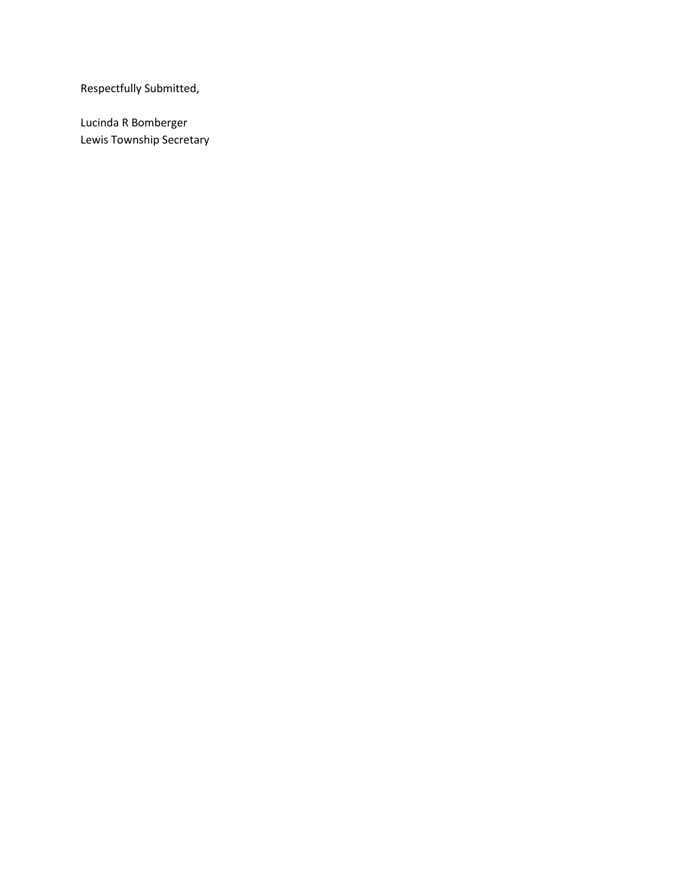Respectfully Submitted,

Lucinda R Bomberger
Lewis Township Secretary